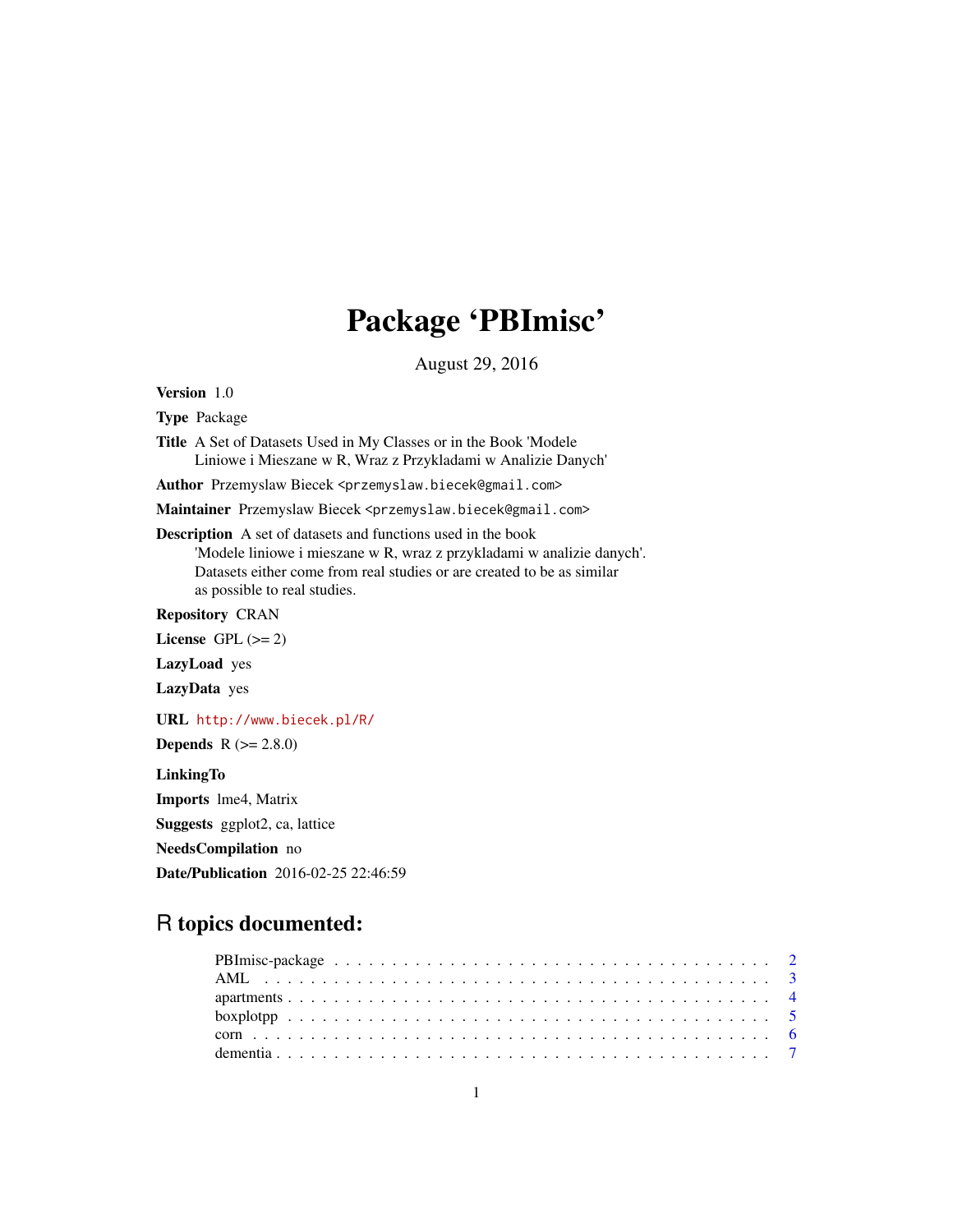# Package 'PBImisc'

August 29, 2016

**Version** 1.0

**Type** Package

**Title** A Set of Datasets Used in My Classes or in the Book 'Modele Liniowe i Mieszane w R, Wraz z Przykladami w Analizie Danych'

**Author** Przemyslaw Biecek <przemyslaw.biecek@gmail.com>

**Maintainer** Przemyslaw Biecek <przemyslaw.biecek@gmail.com>

**Description** A set of datasets and functions used in the book 'Modele liniowe i mieszane w R, wraz z przykladami w analizie danych'. Datasets either come from real studies or are created to be as similar as possible to real studies.

**Repository** CRAN

**License** GPL (>= 2)

**LazyLoad** yes

**LazyData** yes

**URL** http://www.biecek.pl/R/

**Depends** R (>= 2.8.0)

**LinkingTo**

**Imports** lme4, Matrix

**Suggests** ggplot2, ca, lattice

**NeedsCompilation** no

**Date/Publication** 2016-02-25 22:46:59

## R topics documented:

- PBImisc-package . . . . . . . . . . . . . . . . . . . . . . . . . . . . . . . . . . . . . 2
- AML . . . . . . . . . . . . . . . . . . . . . . . . . . . . . . . . . . . . . . . . . . . 3
- apartments . . . . . . . . . . . . . . . . . . . . . . . . . . . . . . . . . . . . . . . . 4
- boxplotpp . . . . . . . . . . . . . . . . . . . . . . . . . . . . . . . . . . . . . . . . 5
- corn . . . . . . . . . . . . . . . . . . . . . . . . . . . . . . . . . . . . . . . . . . . 6
- dementia . . . . . . . . . . . . . . . . . . . . . . . . . . . . . . . . . . . . . . . . . 7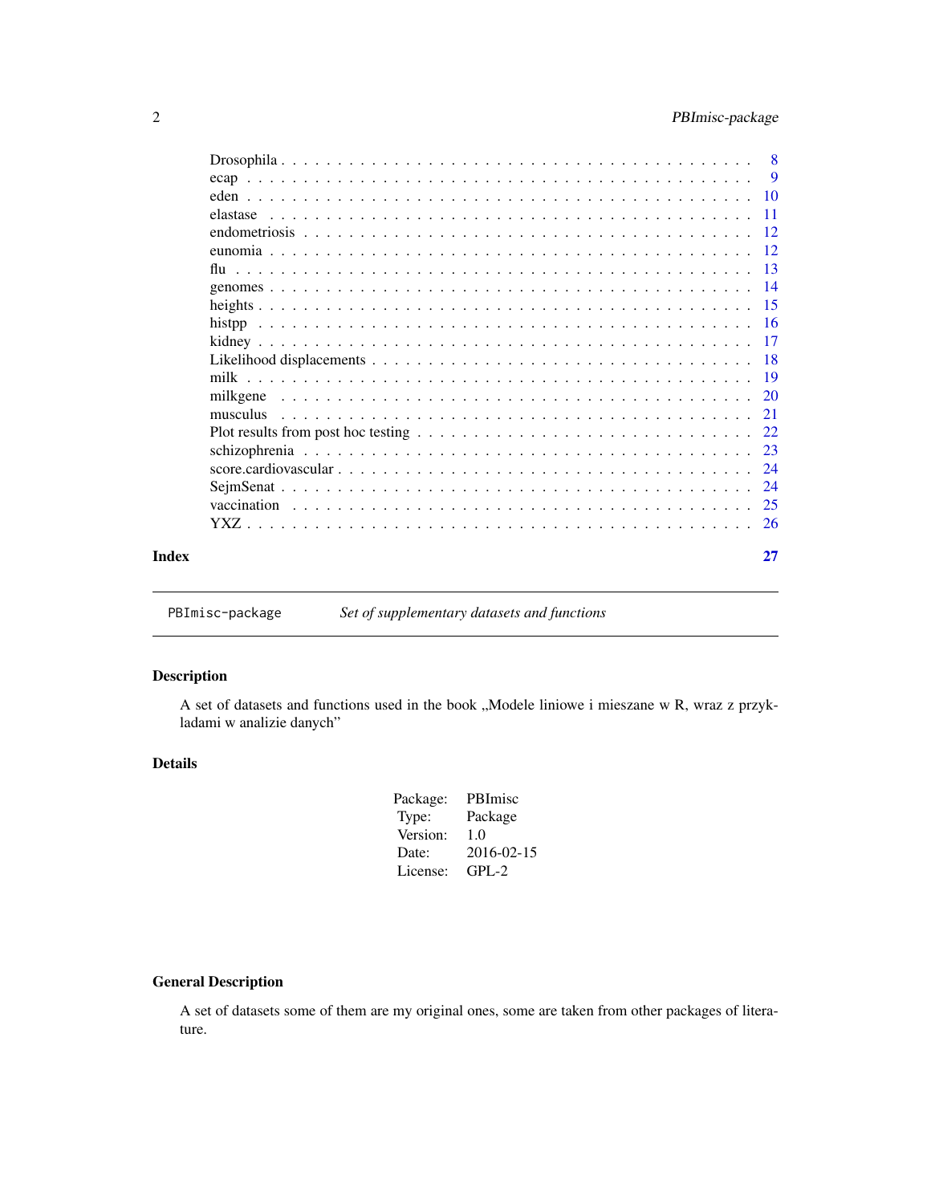| | |
|---|---|
| Drosophila | 8 |
| ecap | 9 |
| eden | 10 |
| elastase | 11 |
| endometriosis | 12 |
| eunomia | 12 |
| flu | 13 |
| genomes | 14 |
| heights | 15 |
| histpp | 16 |
| kidney | 17 |
| Likelihood displacements | 18 |
| milk | 19 |
| milkgene | 20 |
| musculus | 21 |
| Plot results from post hoc testing | 22 |
| schizophrenia | 23 |
| score.cardiovascular | 24 |
| SejmSenat | 24 |
| vaccination | 25 |
| YXZ | 26 |

**Index** **27**

---

PBImisc-package *Set of supplementary datasets and functions*

---

## Description

A set of datasets and functions used in the book „Modele liniowe i mieszane w R, wraz z przykladami w analizie danych"

## Details

| | |
|---|---|
| Package: | PBImisc |
| Type: | Package |
| Version: | 1.0 |
| Date: | 2016-02-15 |
| License: | GPL-2 |

## General Description

A set of datasets some of them are my original ones, some are taken from other packages of literature.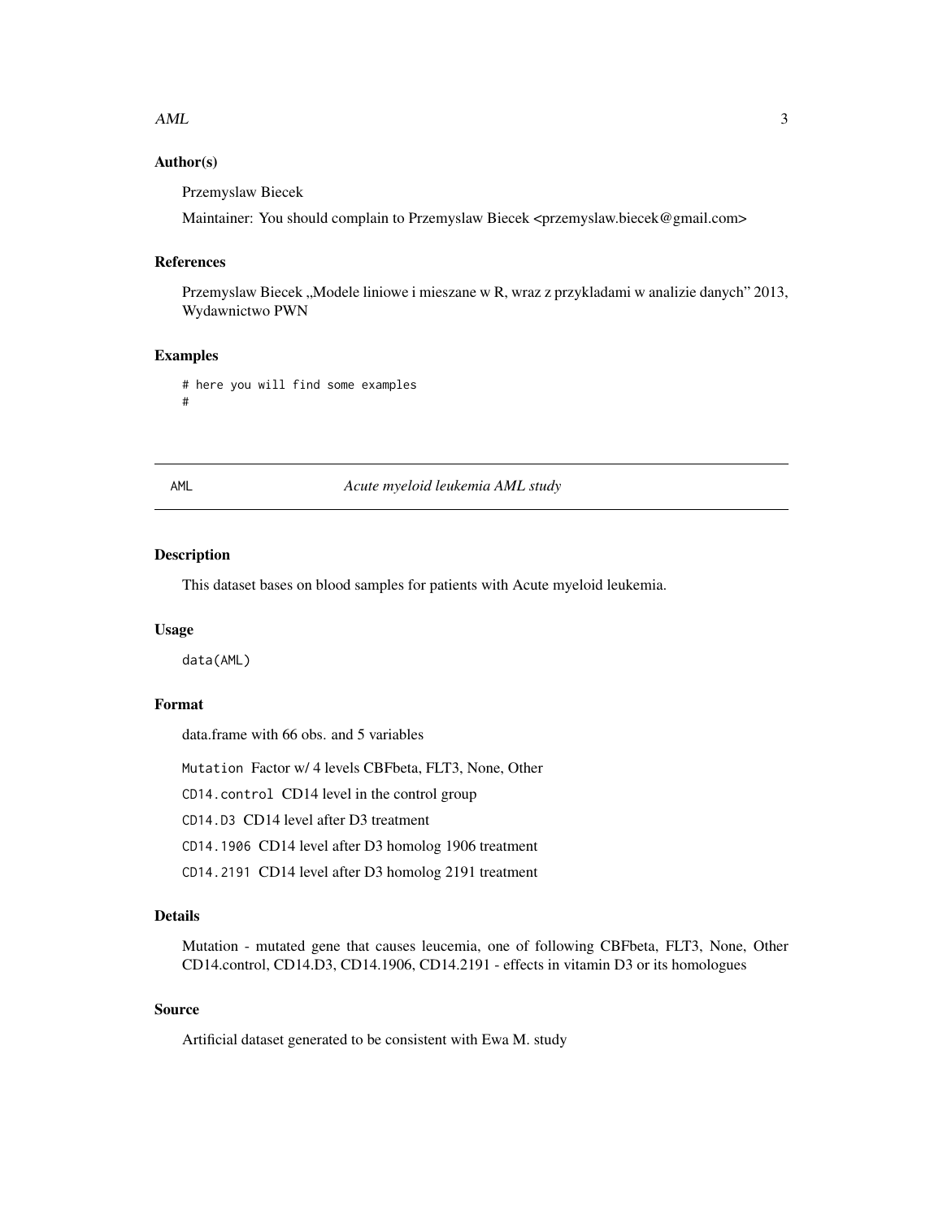### Author(s)

Przemyslaw Biecek

Maintainer: You should complain to Przemyslaw Biecek <przemyslaw.biecek@gmail.com>

### References

Przemyslaw Biecek „Modele liniowe i mieszane w R, wraz z przykladami w analizie danych" 2013, Wydawnictwo PWN

### Examples

```
# here you will find some examples
#
```

---

## AML — *Acute myeloid leukemia AML study*

---

### Description

This dataset bases on blood samples for patients with Acute myeloid leukemia.

### Usage

```
data(AML)
```

### Format

data.frame with 66 obs. and 5 variables

`Mutation` Factor w/ 4 levels CBFbeta, FLT3, None, Other

`CD14.control` CD14 level in the control group

`CD14.D3` CD14 level after D3 treatment

`CD14.1906` CD14 level after D3 homolog 1906 treatment

`CD14.2191` CD14 level after D3 homolog 2191 treatment

### Details

Mutation - mutated gene that causes leucemia, one of following CBFbeta, FLT3, None, Other CD14.control, CD14.D3, CD14.1906, CD14.2191 - effects in vitamin D3 or its homologues

### Source

Artificial dataset generated to be consistent with Ewa M. study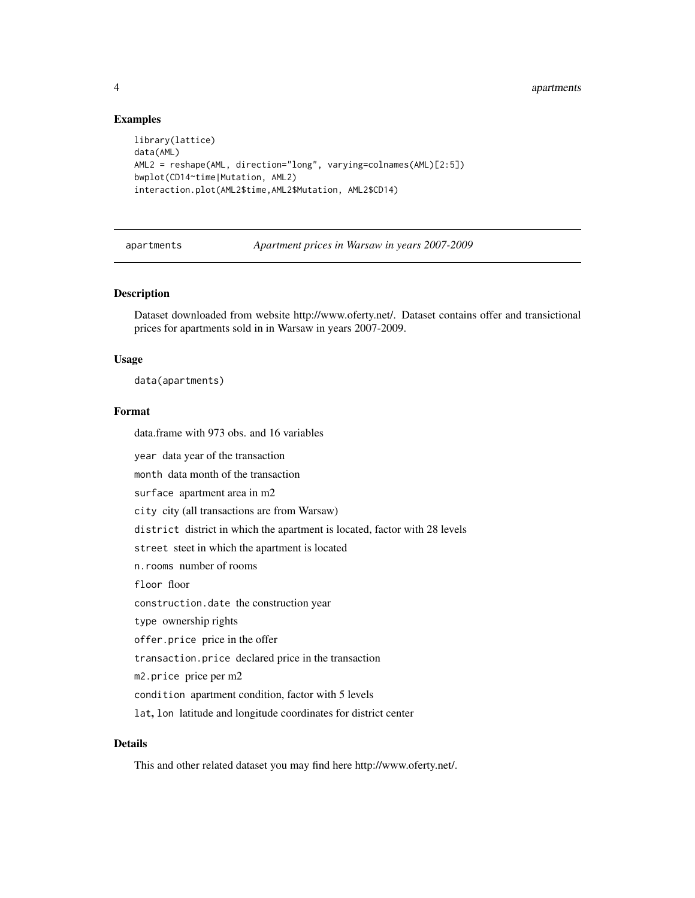### Examples

```
library(lattice)
data(AML)
AML2 = reshape(AML, direction="long", varying=colnames(AML)[2:5])
bwplot(CD14~time|Mutation, AML2)
interaction.plot(AML2$time,AML2$Mutation, AML2$CD14)
```

---

## apartments — *Apartment prices in Warsaw in years 2007-2009*

---

### Description

Dataset downloaded from website http://www.oferty.net/. Dataset contains offer and transictional prices for apartments sold in in Warsaw in years 2007-2009.

### Usage

```
data(apartments)
```

### Format

data.frame with 973 obs. and 16 variables

`year` data year of the transaction

`month` data month of the transaction

`surface` apartment area in m2

`city` city (all transactions are from Warsaw)

`district` district in which the apartment is located, factor with 28 levels

`street` steet in which the apartment is located

`n.rooms` number of rooms

`floor` floor

`construction.date` the construction year

`type` ownership rights

`offer.price` price in the offer

`transaction.price` declared price in the transaction

`m2.price` price per m2

`condition` apartment condition, factor with 5 levels

`lat`, `lon` latitude and longitude coordinates for district center

### Details

This and other related dataset you may find here http://www.oferty.net/.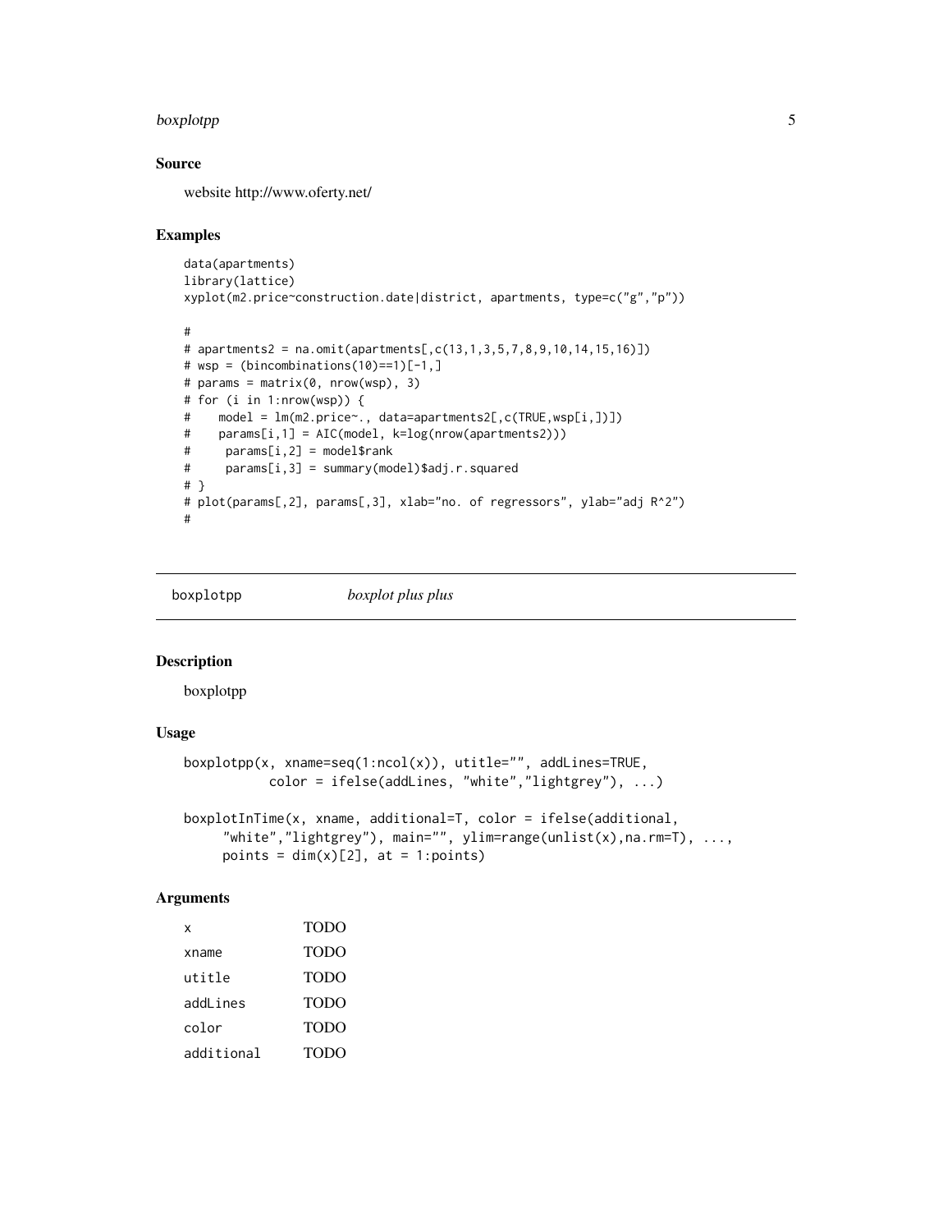## Source

website http://www.oferty.net/

## Examples

```
data(apartments)
library(lattice)
xyplot(m2.price~construction.date|district, apartments, type=c("g","p"))

#
# apartments2 = na.omit(apartments[,c(13,1,3,5,7,8,9,10,14,15,16)])
# wsp = (bincombinations(10)==1)[-1,]
# params = matrix(0, nrow(wsp), 3)
# for (i in 1:nrow(wsp)) {
#    model = lm(m2.price~., data=apartments2[,c(TRUE,wsp[i,])])
#    params[i,1] = AIC(model, k=log(nrow(apartments2)))
#     params[i,2] = model$rank
#     params[i,3] = summary(model)$adj.r.squared
# }
# plot(params[,2], params[,3], xlab="no. of regressors", ylab="adj R^2")
#
```

---

`boxplotpp` *boxplot plus plus*

---

## Description

boxplotpp

## Usage

```
boxplotpp(x, xname=seq(1:ncol(x)), utitle="", addLines=TRUE,
          color = ifelse(addLines, "white","lightgrey"), ...)

boxplotInTime(x, xname, additional=T, color = ifelse(additional,
     "white","lightgrey"), main="", ylim=range(unlist(x),na.rm=T), ...,
     points = dim(x)[2], at = 1:points)
```

## Arguments

| | |
|---|---|
| `x` | TODO |
| `xname` | TODO |
| `utitle` | TODO |
| `addLines` | TODO |
| `color` | TODO |
| `additional` | TODO |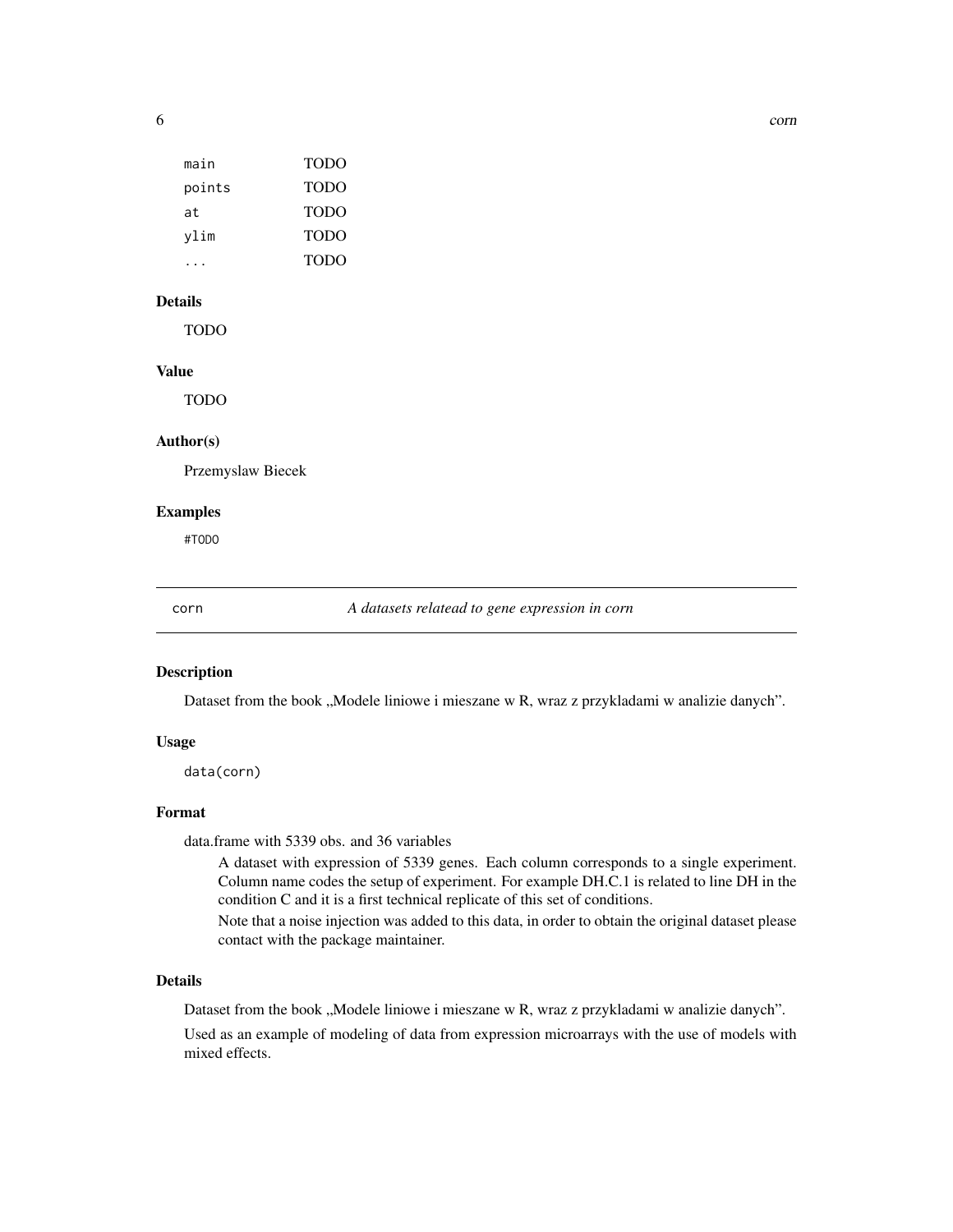| | |
|---|---|
| `main` | TODO |
| `points` | TODO |
| `at` | TODO |
| `ylim` | TODO |
| `...` | TODO |

### Details

TODO

### Value

TODO

### Author(s)

Przemyslaw Biecek

### Examples

```
#TODO
```

---

## corn — *A datasets relatead to gene expression in corn*

---

### Description

Dataset from the book „Modele liniowe i mieszane w R, wraz z przykladami w analizie danych".

### Usage

```
data(corn)
```

### Format

data.frame with 5339 obs. and 36 variables

A dataset with expression of 5339 genes. Each column corresponds to a single experiment. Column name codes the setup of experiment. For example DH.C.1 is related to line DH in the condition C and it is a first technical replicate of this set of conditions.

Note that a noise injection was added to this data, in order to obtain the original dataset please contact with the package maintainer.

### Details

Dataset from the book „Modele liniowe i mieszane w R, wraz z przykladami w analizie danych".

Used as an example of modeling of data from expression microarrays with the use of models with mixed effects.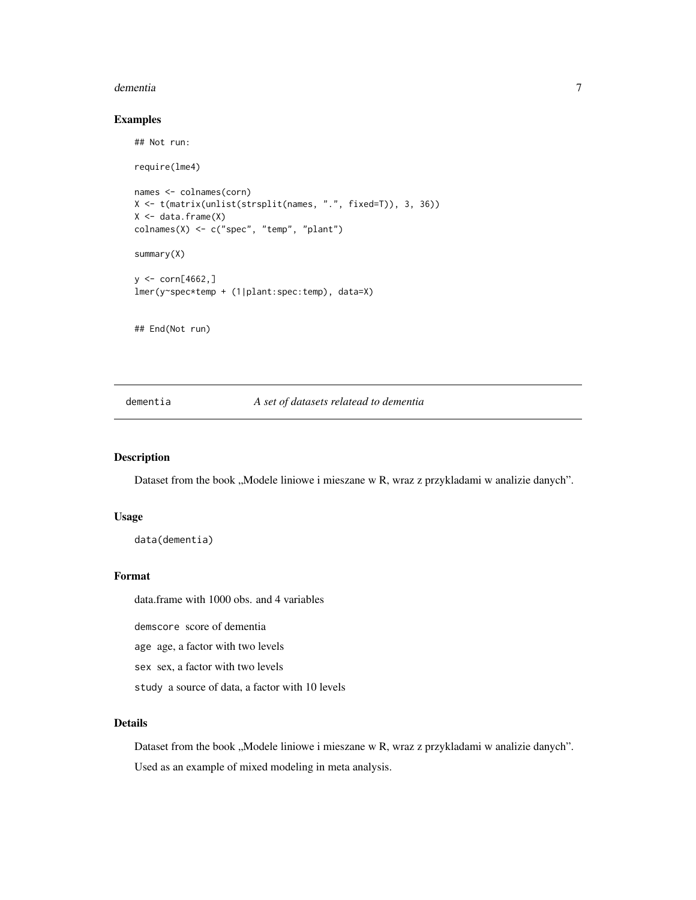## Examples

```
## Not run:

require(lme4)

names <- colnames(corn)
X <- t(matrix(unlist(strsplit(names, ".", fixed=T)), 3, 36))
X <- data.frame(X)
colnames(X) <- c("spec", "temp", "plant")

summary(X)

y <- corn[4662,]
lmer(y~spec*temp + (1|plant:spec:temp), data=X)


## End(Not run)
```

---

# dementia — *A set of datasets relatead to dementia*

---

## Description

Dataset from the book „Modele liniowe i mieszane w R, wraz z przykladami w analizie danych".

## Usage

```
data(dementia)
```

## Format

data.frame with 1000 obs. and 4 variables

`demscore` score of dementia

`age` age, a factor with two levels

`sex` sex, a factor with two levels

`study` a source of data, a factor with 10 levels

## Details

Dataset from the book „Modele liniowe i mieszane w R, wraz z przykladami w analizie danych".

Used as an example of mixed modeling in meta analysis.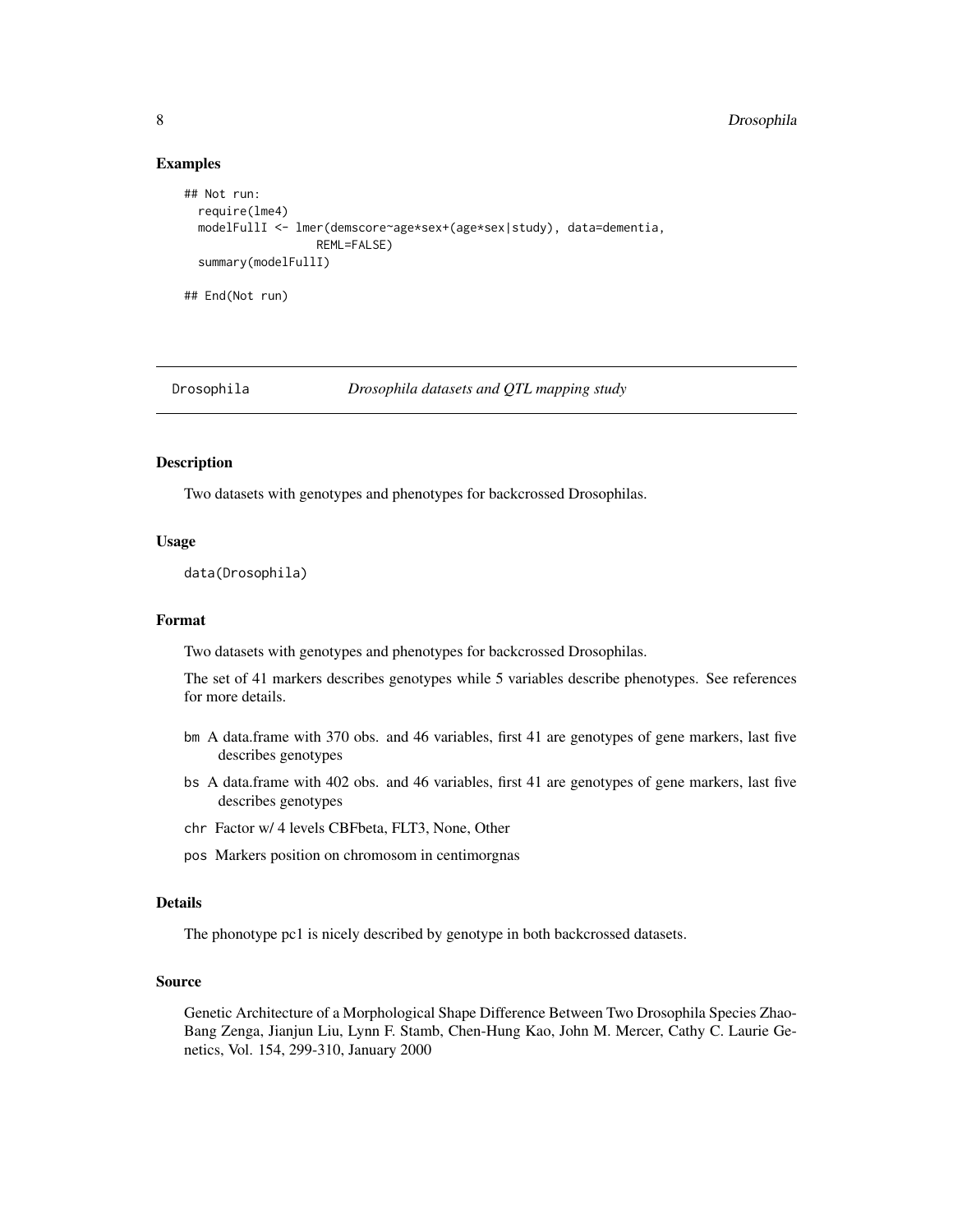## Examples

```
## Not run:
  require(lme4)
  modelFullI <- lmer(demscore~age*sex+(age*sex|study), data=dementia,
                   REML=FALSE)
  summary(modelFullI)

## End(Not run)
```

---

# Drosophila *Drosophila datasets and QTL mapping study*

---

## Description

Two datasets with genotypes and phenotypes for backcrossed Drosophilas.

## Usage

```
data(Drosophila)
```

## Format

Two datasets with genotypes and phenotypes for backcrossed Drosophilas.

The set of 41 markers describes genotypes while 5 variables describe phenotypes. See references for more details.

- `bm` A data.frame with 370 obs. and 46 variables, first 41 are genotypes of gene markers, last five describes genotypes
- `bs` A data.frame with 402 obs. and 46 variables, first 41 are genotypes of gene markers, last five describes genotypes
- `chr` Factor w/ 4 levels CBFbeta, FLT3, None, Other
- `pos` Markers position on chromosom in centimorgnas

## Details

The phonotype pc1 is nicely described by genotype in both backcrossed datasets.

## Source

Genetic Architecture of a Morphological Shape Difference Between Two Drosophila Species Zhao-Bang Zenga, Jianjun Liu, Lynn F. Stamb, Chen-Hung Kao, John M. Mercer, Cathy C. Laurie Genetics, Vol. 154, 299-310, January 2000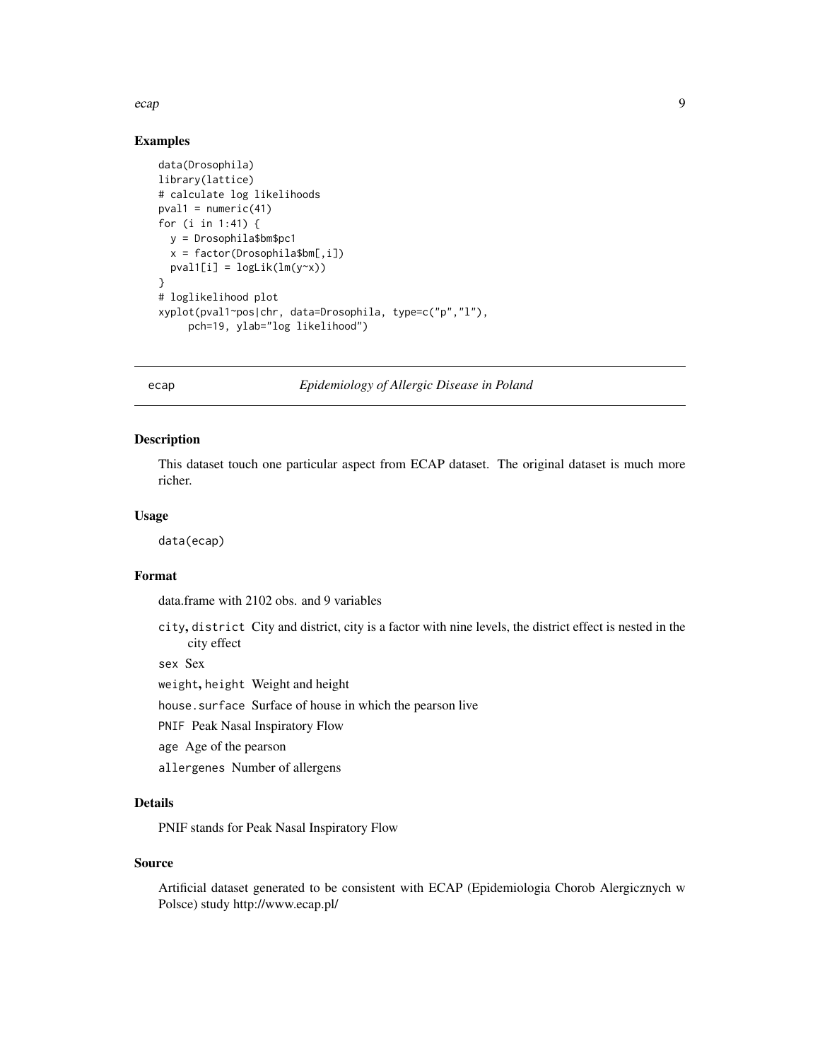### Examples

```
data(Drosophila)
library(lattice)
# calculate log likelihoods
pval1 = numeric(41)
for (i in 1:41) {
  y = Drosophila$bm$pc1
  x = factor(Drosophila$bm[,i])
  pval1[i] = logLik(lm(y~x))
}
# loglikelihood plot
xyplot(pval1~pos|chr, data=Drosophila, type=c("p","l"),
     pch=19, ylab="log likelihood")
```

---

## ecap — *Epidemiology of Allergic Disease in Poland*

---

### Description

This dataset touch one particular aspect from ECAP dataset. The original dataset is much more richer.

### Usage

```
data(ecap)
```

### Format

data.frame with 2102 obs. and 9 variables

- `city`, `district` City and district, city is a factor with nine levels, the district effect is nested in the city effect
- `sex` Sex
- `weight`, `height` Weight and height
- `house.surface` Surface of house in which the pearson live
- `PNIF` Peak Nasal Inspiratory Flow
- `age` Age of the pearson
- `allergenes` Number of allergens

### Details

PNIF stands for Peak Nasal Inspiratory Flow

### Source

Artificial dataset generated to be consistent with ECAP (Epidemiologia Chorob Alergicznych w Polsce) study http://www.ecap.pl/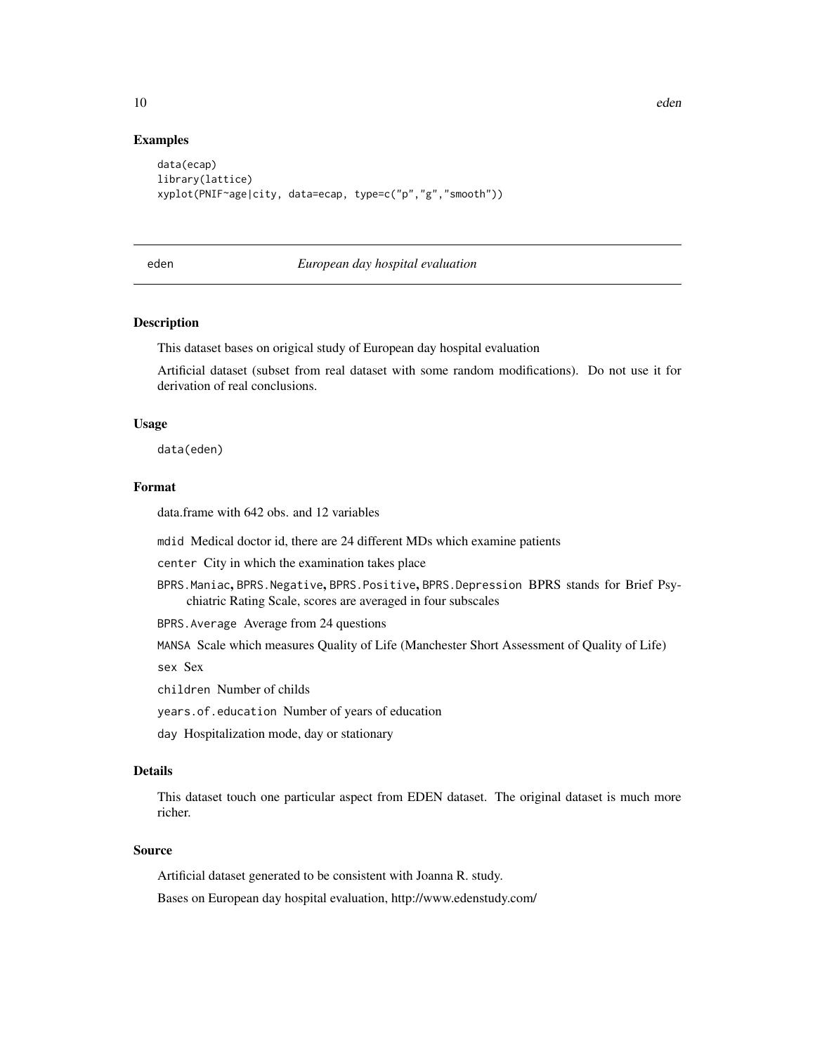## Examples

```
data(ecap)
library(lattice)
xyplot(PNIF~age|city, data=ecap, type=c("p","g","smooth"))
```

---

## eden — *European day hospital evaluation*

---

### Description

This dataset bases on origical study of European day hospital evaluation

Artificial dataset (subset from real dataset with some random modifications). Do not use it for derivation of real conclusions.

### Usage

```
data(eden)
```

### Format

data.frame with 642 obs. and 12 variables

- `mdid` Medical doctor id, there are 24 different MDs which examine patients
- `center` City in which the examination takes place
- `BPRS.Maniac`, `BPRS.Negative`, `BPRS.Positive`, `BPRS.Depression` BPRS stands for Brief Psychiatric Rating Scale, scores are averaged in four subscales
- `BPRS.Average` Average from 24 questions
- `MANSA` Scale which measures Quality of Life (Manchester Short Assessment of Quality of Life)
- `sex` Sex
- `children` Number of childs
- `years.of.education` Number of years of education
- `day` Hospitalization mode, day or stationary

### Details

This dataset touch one particular aspect from EDEN dataset. The original dataset is much more richer.

### Source

Artificial dataset generated to be consistent with Joanna R. study.

Bases on European day hospital evaluation, http://www.edenstudy.com/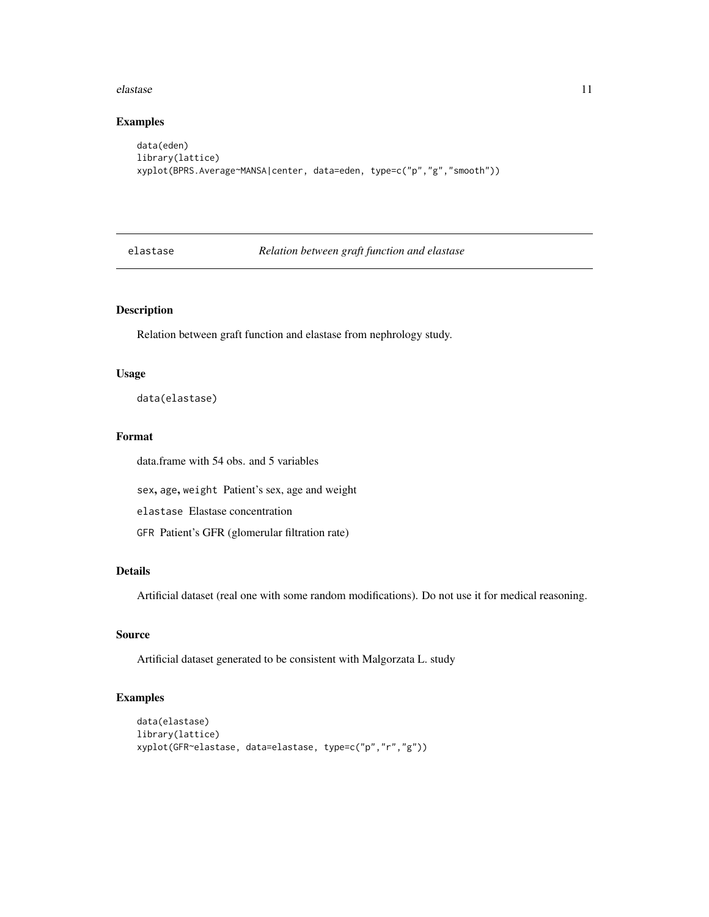## Examples

```
data(eden)
library(lattice)
xyplot(BPRS.Average~MANSA|center, data=eden, type=c("p","g","smooth"))
```

---

# elastase &nbsp;&nbsp;&nbsp;&nbsp; *Relation between graft function and elastase*

---

## Description

Relation between graft function and elastase from nephrology study.

## Usage

```
data(elastase)
```

## Format

data.frame with 54 obs. and 5 variables

`sex`, `age`, `weight` Patient's sex, age and weight

`elastase` Elastase concentration

`GFR` Patient's GFR (glomerular filtration rate)

## Details

Artificial dataset (real one with some random modifications). Do not use it for medical reasoning.

## Source

Artificial dataset generated to be consistent with Malgorzata L. study

## Examples

```
data(elastase)
library(lattice)
xyplot(GFR~elastase, data=elastase, type=c("p","r","g"))
```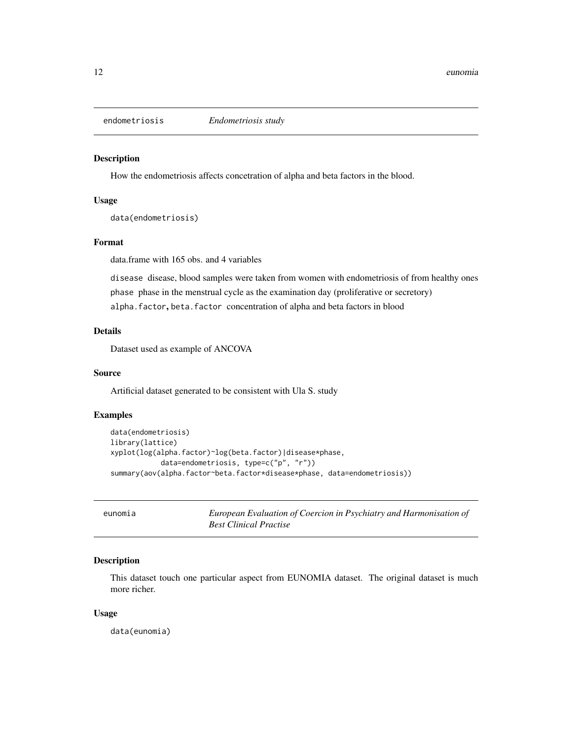## endometriosis *Endometriosis study*

### Description

How the endometriosis affects concetration of alpha and beta factors in the blood.

### Usage

```
data(endometriosis)
```

### Format

data.frame with 165 obs. and 4 variables

`disease` disease, blood samples were taken from women with endometriosis of from healthy ones

`phase` phase in the menstrual cycle as the examination day (proliferative or secretory)

`alpha.factor`, `beta.factor` concentration of alpha and beta factors in blood

### Details

Dataset used as example of ANCOVA

### Source

Artificial dataset generated to be consistent with Ula S. study

### Examples

```
data(endometriosis)
library(lattice)
xyplot(log(alpha.factor)~log(beta.factor)|disease*phase,
           data=endometriosis, type=c("p", "r"))
summary(aov(alpha.factor~beta.factor*disease*phase, data=endometriosis))
```

## eunomia *European Evaluation of Coercion in Psychiatry and Harmonisation of Best Clinical Practise*

### Description

This dataset touch one particular aspect from EUNOMIA dataset. The original dataset is much more richer.

### Usage

```
data(eunomia)
```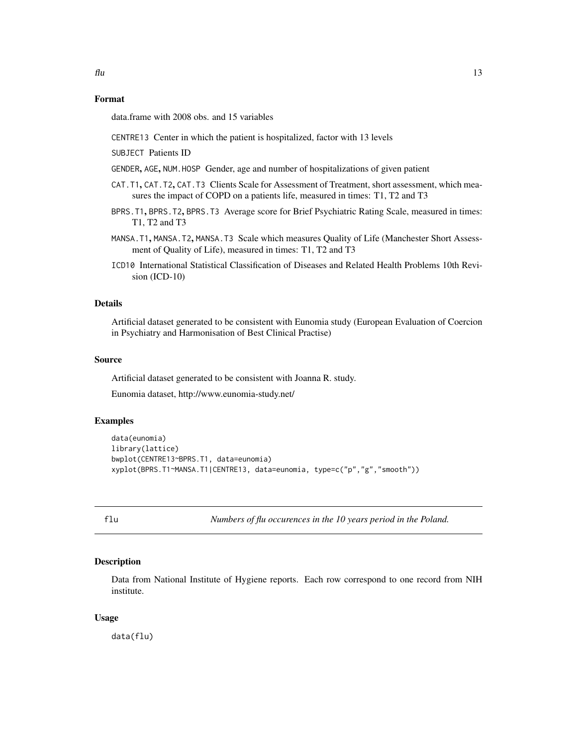### Format

data.frame with 2008 obs. and 15 variables

CENTRE13 Center in which the patient is hospitalized, factor with 13 levels

SUBJECT Patients ID

GENDER, AGE, NUM.HOSP Gender, age and number of hospitalizations of given patient

CAT.T1, CAT.T2, CAT.T3 Clients Scale for Assessment of Treatment, short assessment, which measures the impact of COPD on a patients life, measured in times: T1, T2 and T3

BPRS.T1, BPRS.T2, BPRS.T3 Average score for Brief Psychiatric Rating Scale, measured in times: T1, T2 and T3

MANSA.T1, MANSA.T2, MANSA.T3 Scale which measures Quality of Life (Manchester Short Assessment of Quality of Life), measured in times: T1, T2 and T3

ICD10 International Statistical Classification of Diseases and Related Health Problems 10th Revision (ICD-10)

### Details

Artificial dataset generated to be consistent with Eunomia study (European Evaluation of Coercion in Psychiatry and Harmonisation of Best Clinical Practise)

### Source

Artificial dataset generated to be consistent with Joanna R. study.

Eunomia dataset, http://www.eunomia-study.net/

### Examples

```
data(eunomia)
library(lattice)
bwplot(CENTRE13~BPRS.T1, data=eunomia)
xyplot(BPRS.T1~MANSA.T1|CENTRE13, data=eunomia, type=c("p","g","smooth"))
```

---

## flu — *Numbers of flu occurences in the 10 years period in the Poland.*

### Description

Data from National Institute of Hygiene reports. Each row correspond to one record from NIH institute.

### Usage

```
data(flu)
```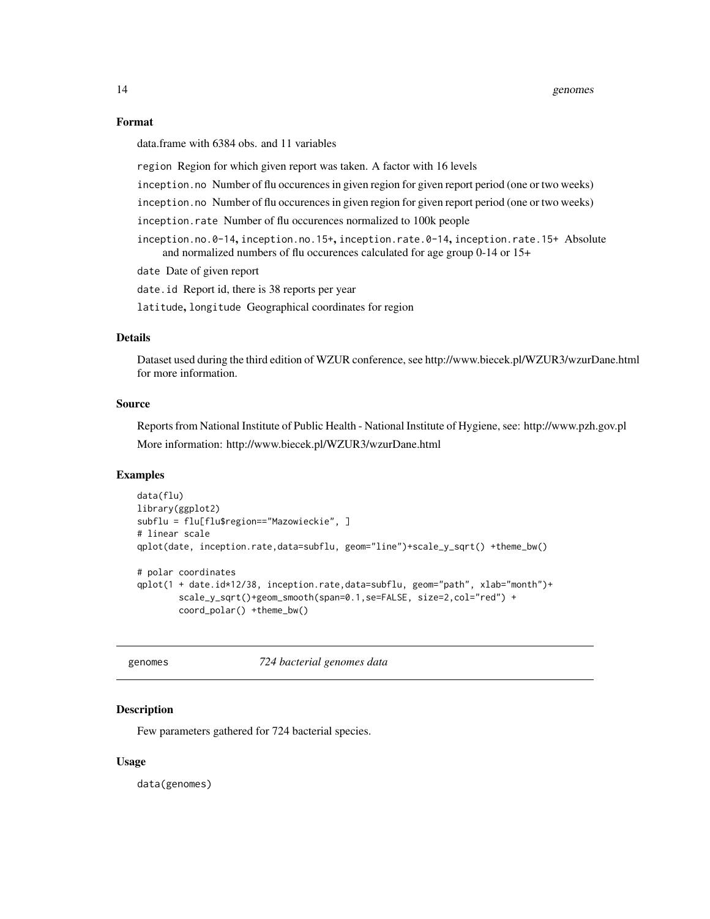### Format

data.frame with 6384 obs. and 11 variables

`region` Region for which given report was taken. A factor with 16 levels

`inception.no` Number of flu occurences in given region for given report period (one or two weeks)

`inception.no` Number of flu occurences in given region for given report period (one or two weeks)

`inception.rate` Number of flu occurences normalized to 100k people

`inception.no.0-14`, `inception.no.15+`, `inception.rate.0-14`, `inception.rate.15+` Absolute and normalized numbers of flu occurences calculated for age group 0-14 or 15+

`date` Date of given report

`date.id` Report id, there is 38 reports per year

`latitude`, `longitude` Geographical coordinates for region

### Details

Dataset used during the third edition of WZUR conference, see http://www.biecek.pl/WZUR3/wzurDane.html for more information.

### Source

Reports from National Institute of Public Health - National Institute of Hygiene, see: http://www.pzh.gov.pl

More information: http://www.biecek.pl/WZUR3/wzurDane.html

### Examples

```
data(flu)
library(ggplot2)
subflu = flu[flu$region=="Mazowieckie", ]
# linear scale
qplot(date, inception.rate,data=subflu, geom="line")+scale_y_sqrt() +theme_bw()

# polar coordinates
qplot(1 + date.id*12/38, inception.rate,data=subflu, geom="path", xlab="month")+
        scale_y_sqrt()+geom_smooth(span=0.1,se=FALSE, size=2,col="red") +
        coord_polar() +theme_bw()
```

---

## genomes *724 bacterial genomes data*

### Description

Few parameters gathered for 724 bacterial species.

### Usage

```
data(genomes)
```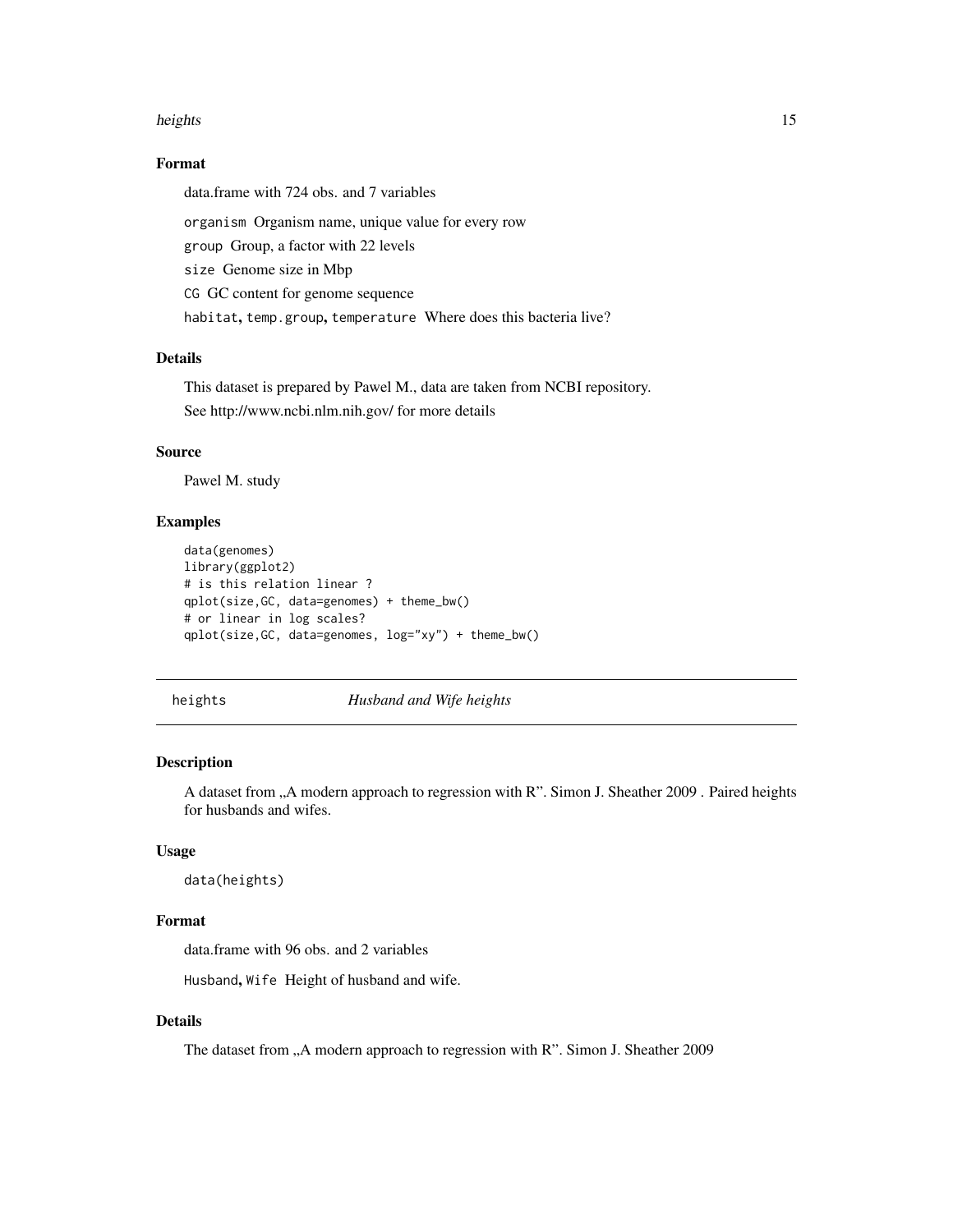### Format

data.frame with 724 obs. and 7 variables

organism Organism name, unique value for every row

group Group, a factor with 22 levels

size Genome size in Mbp

CG GC content for genome sequence

habitat, temp.group, temperature Where does this bacteria live?

### Details

This dataset is prepared by Pawel M., data are taken from NCBI repository.

See http://www.ncbi.nlm.nih.gov/ for more details

### Source

Pawel M. study

### Examples

```
data(genomes)
library(ggplot2)
# is this relation linear ?
qplot(size,GC, data=genomes) + theme_bw()
# or linear in log scales?
qplot(size,GC, data=genomes, log="xy") + theme_bw()
```

---

## heights *Husband and Wife heights*

---

### Description

A dataset from „A modern approach to regression with R". Simon J. Sheather 2009 . Paired heights for husbands and wifes.

### Usage

```
data(heights)
```

### Format

data.frame with 96 obs. and 2 variables

Husband, Wife Height of husband and wife.

### Details

The dataset from „A modern approach to regression with R". Simon J. Sheather 2009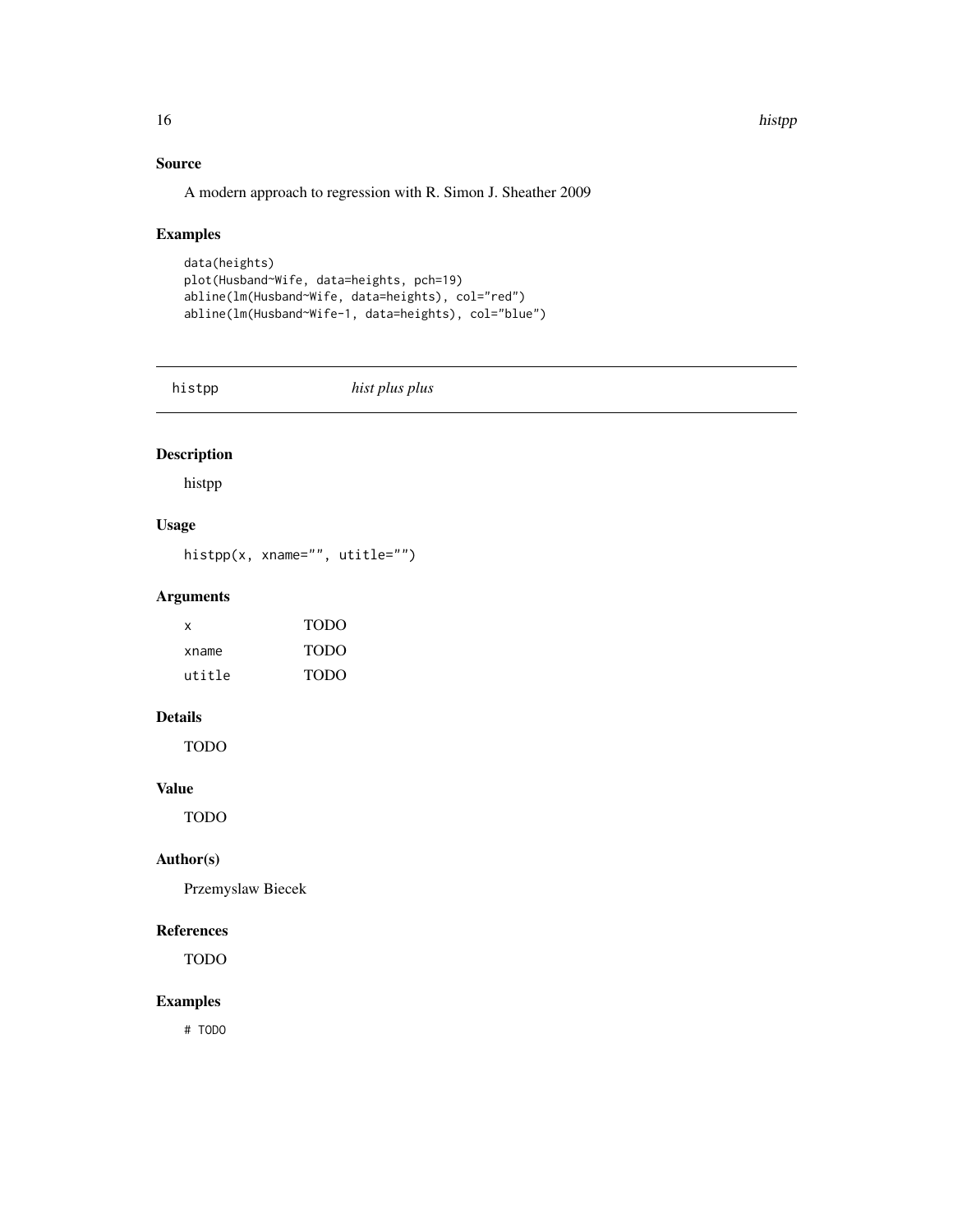## Source

A modern approach to regression with R. Simon J. Sheather 2009

## Examples

```
data(heights)
plot(Husband~Wife, data=heights, pch=19)
abline(lm(Husband~Wife, data=heights), col="red")
abline(lm(Husband~Wife-1, data=heights), col="blue")
```

---

# histpp *hist plus plus*

---

## Description

histpp

## Usage

```
histpp(x, xname="", utitle="")
```

## Arguments

| | |
|---|---|
| x | TODO |
| xname | TODO |
| utitle | TODO |

## Details

TODO

## Value

TODO

## Author(s)

Przemyslaw Biecek

## References

TODO

## Examples

```
# TODO
```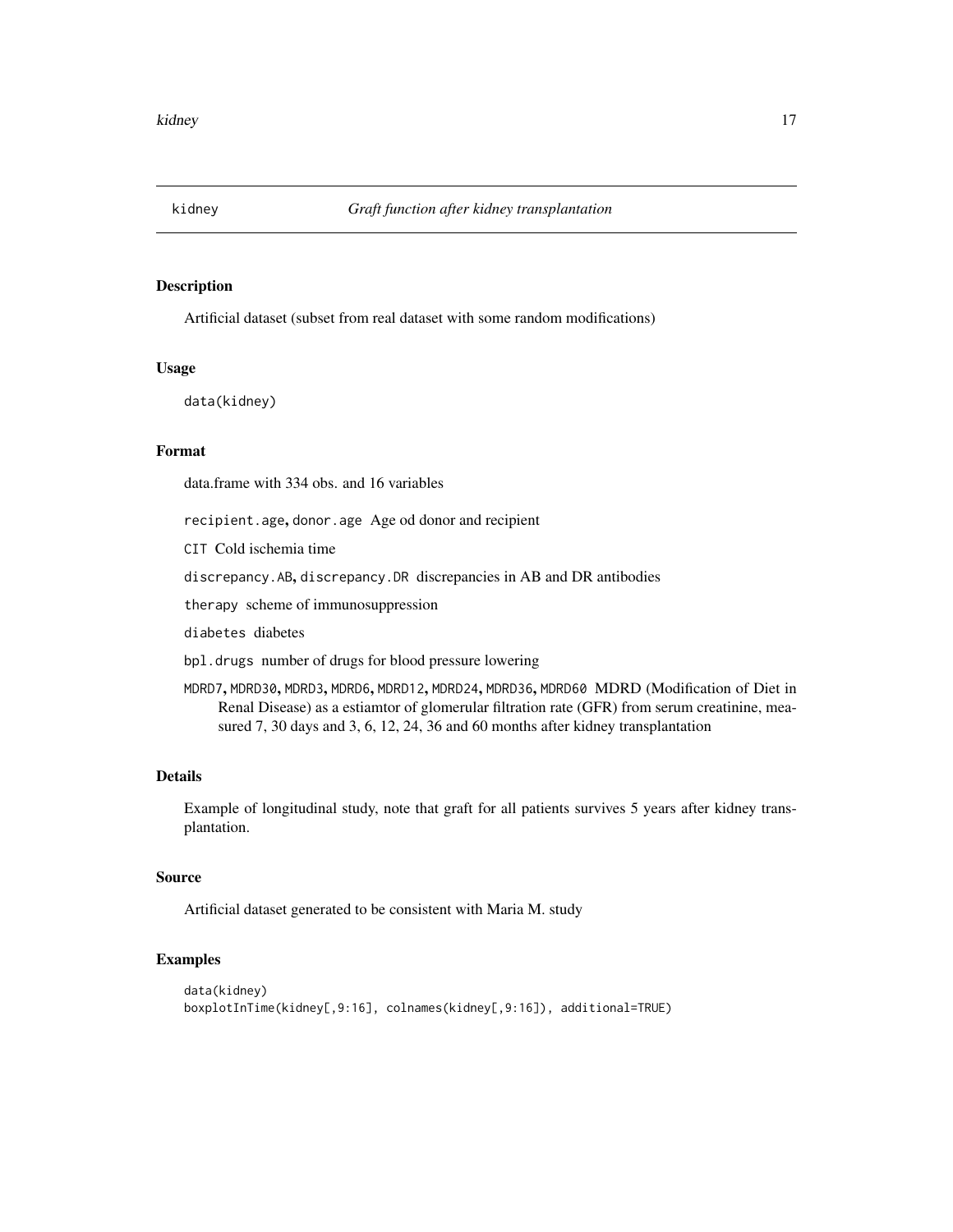# kidney *Graft function after kidney transplantation*

## Description

Artificial dataset (subset from real dataset with some random modifications)

## Usage

```
data(kidney)
```

## Format

data.frame with 334 obs. and 16 variables

`recipient.age`, `donor.age` Age od donor and recipient

`CIT` Cold ischemia time

`discrepancy.AB`, `discrepancy.DR` discrepancies in AB and DR antibodies

`therapy` scheme of immunosuppression

`diabetes` diabetes

`bpl.drugs` number of drugs for blood pressure lowering

`MDRD7`, `MDRD30`, `MDRD3`, `MDRD6`, `MDRD12`, `MDRD24`, `MDRD36`, `MDRD60` MDRD (Modification of Diet in Renal Disease) as a estiamtor of glomerular filtration rate (GFR) from serum creatinine, measured 7, 30 days and 3, 6, 12, 24, 36 and 60 months after kidney transplantation

## Details

Example of longitudinal study, note that graft for all patients survives 5 years after kidney transplantation.

## Source

Artificial dataset generated to be consistent with Maria M. study

## Examples

```
data(kidney)
boxplotInTime(kidney[,9:16], colnames(kidney[,9:16]), additional=TRUE)
```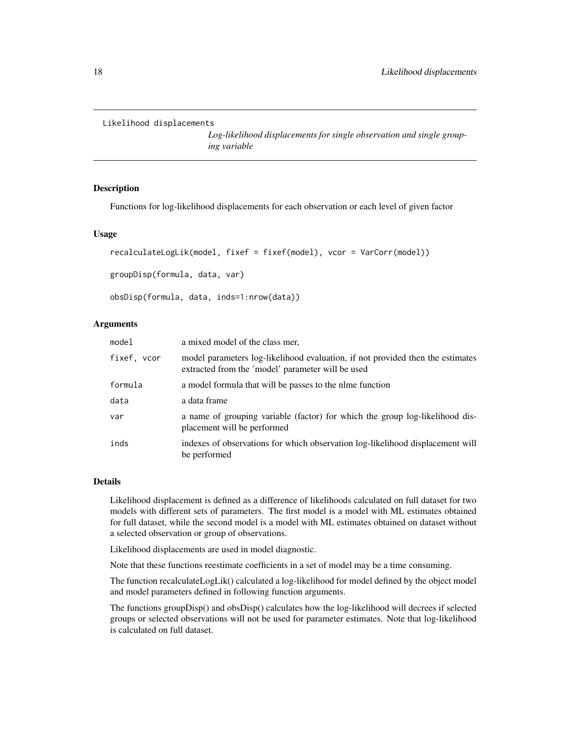Likelihood displacements

*Log-likelihood displacements for single observation and single grouping variable*

## Description

Functions for log-likelihood displacements for each observation or each level of given factor

## Usage

```
recalculateLogLik(model, fixef = fixef(model), vcor = VarCorr(model))

groupDisp(formula, data, var)

obsDisp(formula, data, inds=1:nrow(data))
```

## Arguments

| | |
|---|---|
| `model` | a mixed model of the class mer, |
| `fixef, vcor` | model parameters log-likelihood evaluation, if not provided then the estimates extracted from the 'model' parameter will be used |
| `formula` | a model formula that will be passes to the nlme function |
| `data` | a data frame |
| `var` | a name of grouping variable (factor) for which the group log-likelihood displacement will be performed |
| `inds` | indexes of observations for which observation log-likelihood displacement will be performed |

## Details

Likelihood displacement is defined as a difference of likelihoods calculated on full dataset for two models with different sets of parameters. The first model is a model with ML estimates obtained for full dataset, while the second model is a model with ML estimates obtained on dataset without a selected observation or group of observations.

Likelihood displacements are used in model diagnostic.

Note that these functions reestimate coefficients in a set of model may be a time consuming.

The function recalculateLogLik() calculated a log-likelihood for model defined by the object model and model parameters defined in following function arguments.

The functions groupDisp() and obsDisp() calculates how the log-likelihood will decrees if selected groups or selected observations will not be used for parameter estimates. Note that log-likelihood is calculated on full dataset.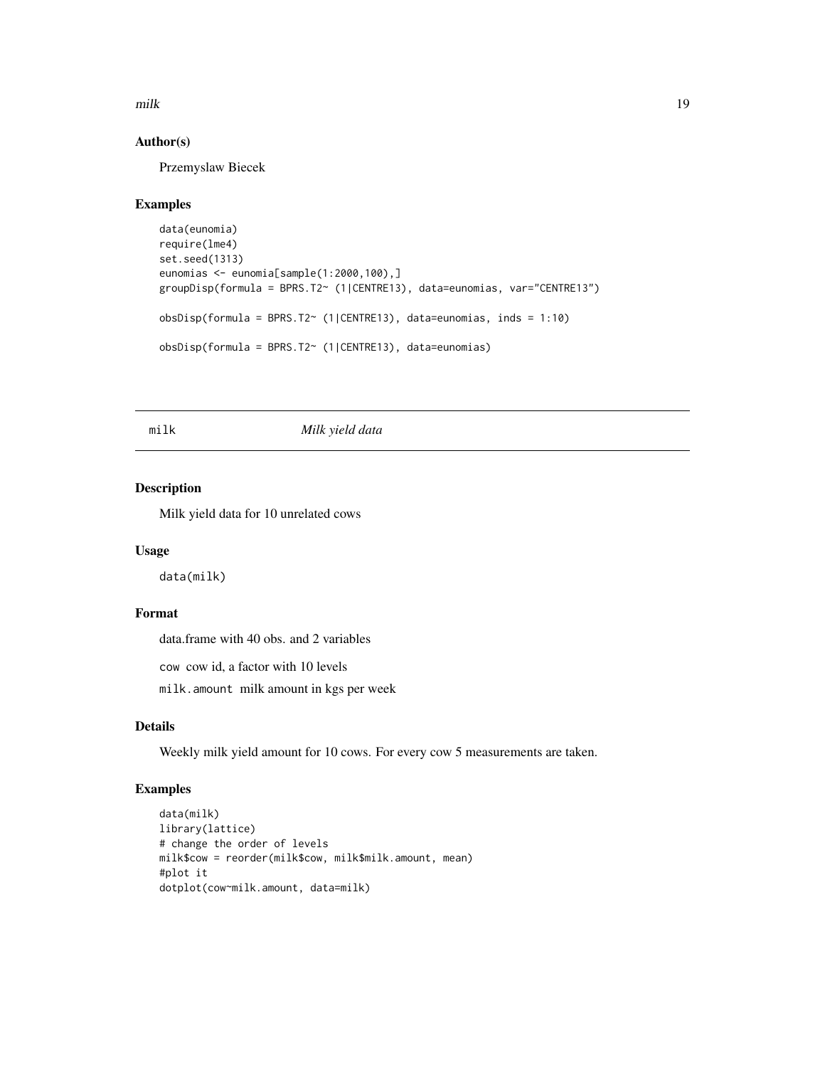## Author(s)

Przemyslaw Biecek

## Examples

```
data(eunomia)
require(lme4)
set.seed(1313)
eunomias <- eunomia[sample(1:2000,100),]
groupDisp(formula = BPRS.T2~ (1|CENTRE13), data=eunomias, var="CENTRE13")

obsDisp(formula = BPRS.T2~ (1|CENTRE13), data=eunomias, inds = 1:10)

obsDisp(formula = BPRS.T2~ (1|CENTRE13), data=eunomias)
```

---

# milk *Milk yield data*

---

## Description

Milk yield data for 10 unrelated cows

## Usage

```
data(milk)
```

## Format

data.frame with 40 obs. and 2 variables

`cow` cow id, a factor with 10 levels

`milk.amount` milk amount in kgs per week

## Details

Weekly milk yield amount for 10 cows. For every cow 5 measurements are taken.

## Examples

```
data(milk)
library(lattice)
# change the order of levels
milk$cow = reorder(milk$cow, milk$milk.amount, mean)
#plot it
dotplot(cow~milk.amount, data=milk)
```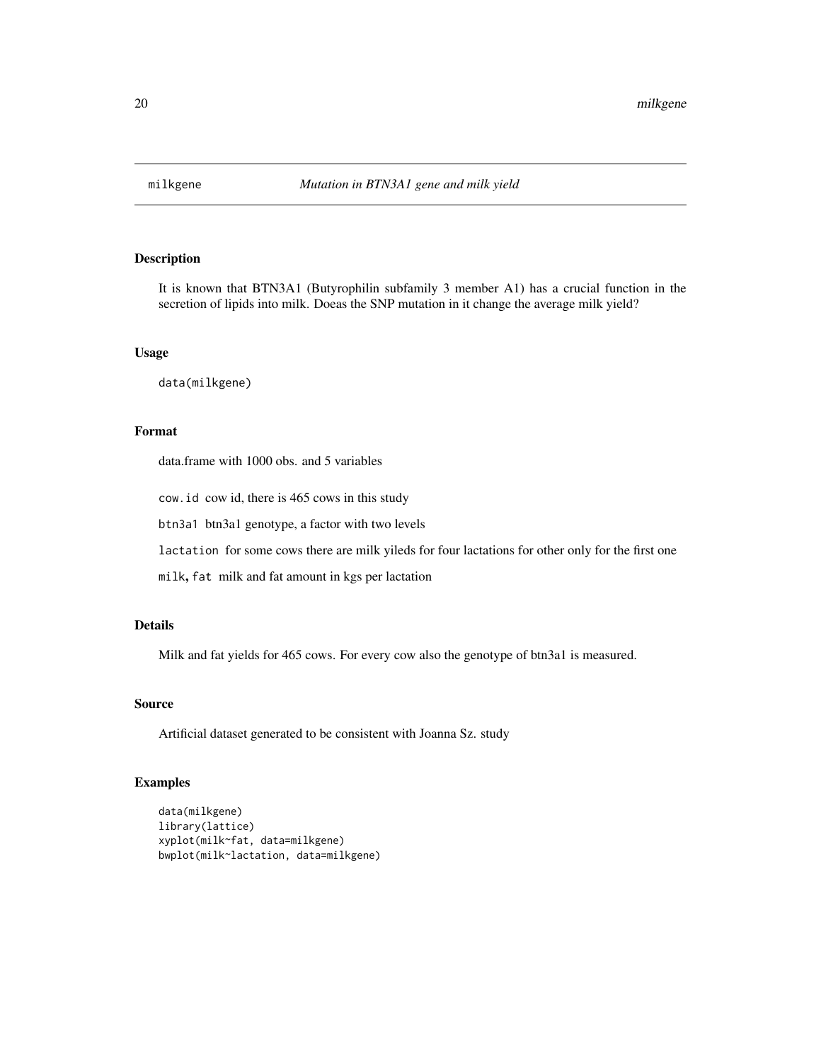milkgene *Mutation in BTN3A1 gene and milk yield*

## Description

It is known that BTN3A1 (Butyrophilin subfamily 3 member A1) has a crucial function in the secretion of lipids into milk. Doeas the SNP mutation in it change the average milk yield?

## Usage

```
data(milkgene)
```

## Format

data.frame with 1000 obs. and 5 variables

`cow.id` cow id, there is 465 cows in this study

`btn3a1` btn3a1 genotype, a factor with two levels

`lactation` for some cows there are milk yileds for four lactations for other only for the first one

`milk`, `fat` milk and fat amount in kgs per lactation

## Details

Milk and fat yields for 465 cows. For every cow also the genotype of btn3a1 is measured.

## Source

Artificial dataset generated to be consistent with Joanna Sz. study

## Examples

```
data(milkgene)
library(lattice)
xyplot(milk~fat, data=milkgene)
bwplot(milk~lactation, data=milkgene)
```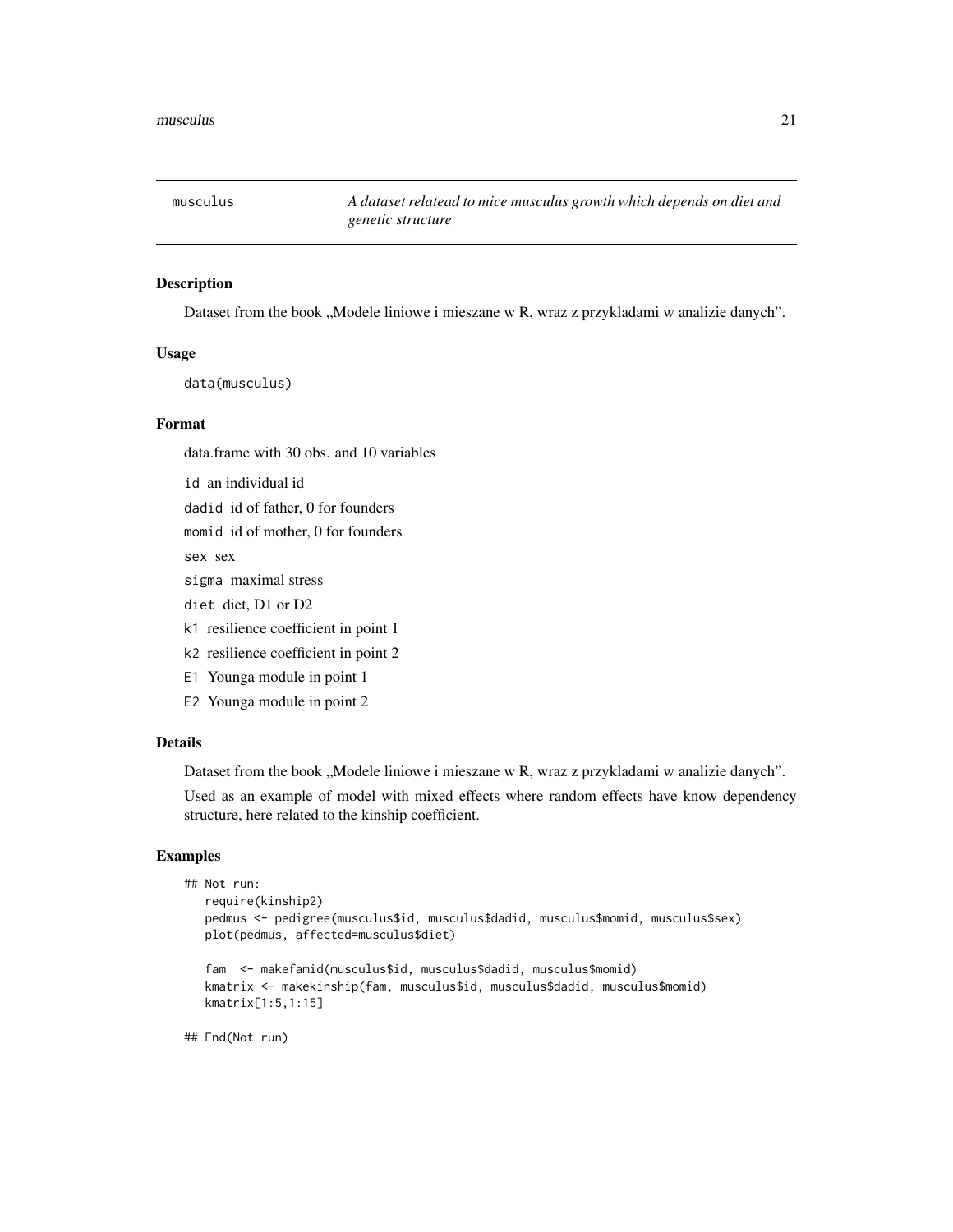`musculus` *A dataset relatead to mice musculus growth which depends on diet and genetic structure*

## Description

Dataset from the book „Modele liniowe i mieszane w R, wraz z przykladami w analizie danych".

## Usage

```
data(musculus)
```

## Format

data.frame with 30 obs. and 10 variables

- `id` an individual id
- `dadid` id of father, 0 for founders
- `momid` id of mother, 0 for founders
- `sex` sex
- `sigma` maximal stress
- `diet` diet, D1 or D2
- `k1` resilience coefficient in point 1
- `k2` resilience coefficient in point 2
- `E1` Younga module in point 1
- `E2` Younga module in point 2

## Details

Dataset from the book „Modele liniowe i mieszane w R, wraz z przykladami w analizie danych".

Used as an example of model with mixed effects where random effects have know dependency structure, here related to the kinship coefficient.

## Examples

```
## Not run:
   require(kinship2)
   pedmus <- pedigree(musculus$id, musculus$dadid, musculus$momid, musculus$sex)
   plot(pedmus, affected=musculus$diet)

   fam  <- makefamid(musculus$id, musculus$dadid, musculus$momid)
   kmatrix <- makekinship(fam, musculus$id, musculus$dadid, musculus$momid)
   kmatrix[1:5,1:15]

## End(Not run)
```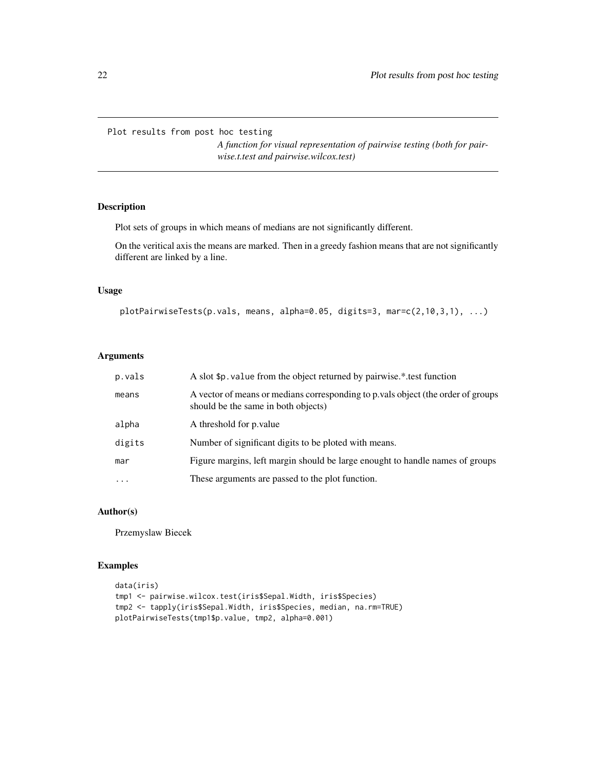Plot results from post hoc testing

*A function for visual representation of pairwise testing (both for pairwise.t.test and pairwise.wilcox.test)*

## Description

Plot sets of groups in which means of medians are not significantly different.

On the veritical axis the means are marked. Then in a greedy fashion means that are not significantly different are linked by a line.

## Usage

```
plotPairwiseTests(p.vals, means, alpha=0.05, digits=3, mar=c(2,10,3,1), ...)
```

## Arguments

| | |
|---|---|
| `p.vals` | A slot `$p.value` from the object returned by pairwise.*.test function |
| `means` | A vector of means or medians corresponding to p.vals object (the order of groups should be the same in both objects) |
| `alpha` | A threshold for p.value |
| `digits` | Number of significant digits to be ploted with means. |
| `mar` | Figure margins, left margin should be large enought to handle names of groups |
| `...` | These arguments are passed to the plot function. |

## Author(s)

Przemyslaw Biecek

## Examples

```
data(iris)
tmp1 <- pairwise.wilcox.test(iris$Sepal.Width, iris$Species)
tmp2 <- tapply(iris$Sepal.Width, iris$Species, median, na.rm=TRUE)
plotPairwiseTests(tmp1$p.value, tmp2, alpha=0.001)
```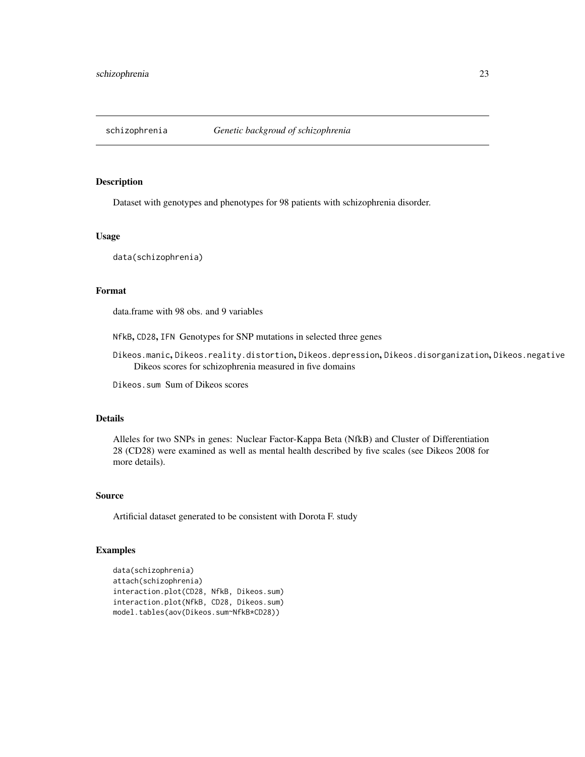schizophrenia *Genetic backgroud of schizophrenia*

## Description

Dataset with genotypes and phenotypes for 98 patients with schizophrenia disorder.

## Usage

```
data(schizophrenia)
```

## Format

data.frame with 98 obs. and 9 variables

`NfkB`, `CD28`, `IFN` Genotypes for SNP mutations in selected three genes

`Dikeos.manic`, `Dikeos.reality.distortion`, `Dikeos.depression`, `Dikeos.disorganization`, `Dikeos.negative` Dikeos scores for schizophrenia measured in five domains

`Dikeos.sum` Sum of Dikeos scores

## Details

Alleles for two SNPs in genes: Nuclear Factor-Kappa Beta (NfkB) and Cluster of Differentiation 28 (CD28) were examined as well as mental health described by five scales (see Dikeos 2008 for more details).

## Source

Artificial dataset generated to be consistent with Dorota F. study

## Examples

```
data(schizophrenia)
attach(schizophrenia)
interaction.plot(CD28, NfkB, Dikeos.sum)
interaction.plot(NfkB, CD28, Dikeos.sum)
model.tables(aov(Dikeos.sum~NfkB*CD28))
```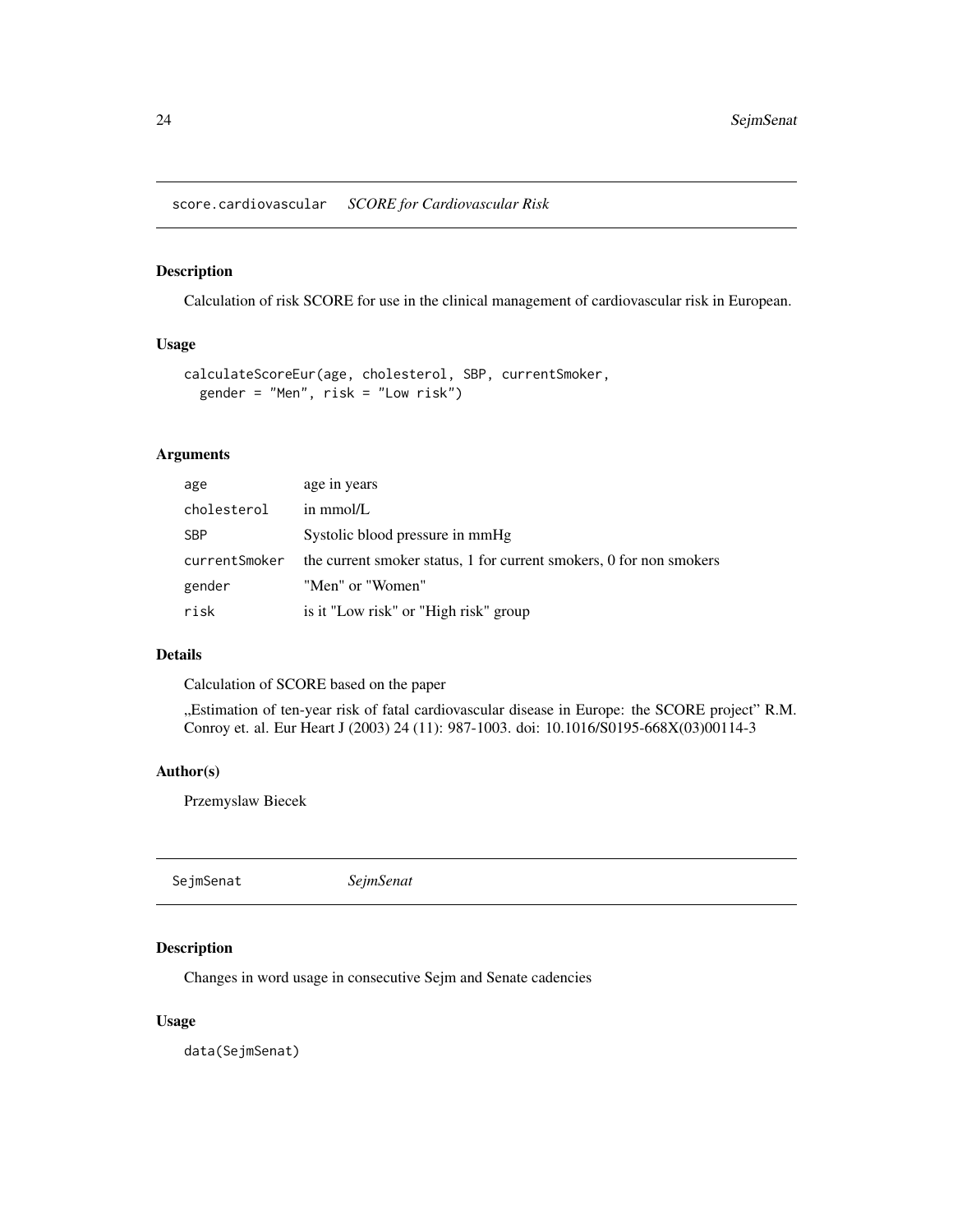## score.cardiovascular *SCORE for Cardiovascular Risk*

### Description

Calculation of risk SCORE for use in the clinical management of cardiovascular risk in European.

### Usage

```
calculateScoreEur(age, cholesterol, SBP, currentSmoker,
  gender = "Men", risk = "Low risk")
```

### Arguments

| | |
|---|---|
| age | age in years |
| cholesterol | in mmol/L |
| SBP | Systolic blood pressure in mmHg |
| currentSmoker | the current smoker status, 1 for current smokers, 0 for non smokers |
| gender | "Men" or "Women" |
| risk | is it "Low risk" or "High risk" group |

### Details

Calculation of SCORE based on the paper

„Estimation of ten-year risk of fatal cardiovascular disease in Europe: the SCORE project" R.M. Conroy et. al. Eur Heart J (2003) 24 (11): 987-1003. doi: 10.1016/S0195-668X(03)00114-3

### Author(s)

Przemyslaw Biecek

## SejmSenat *SejmSenat*

### Description

Changes in word usage in consecutive Sejm and Senate cadencies

### Usage

```
data(SejmSenat)
```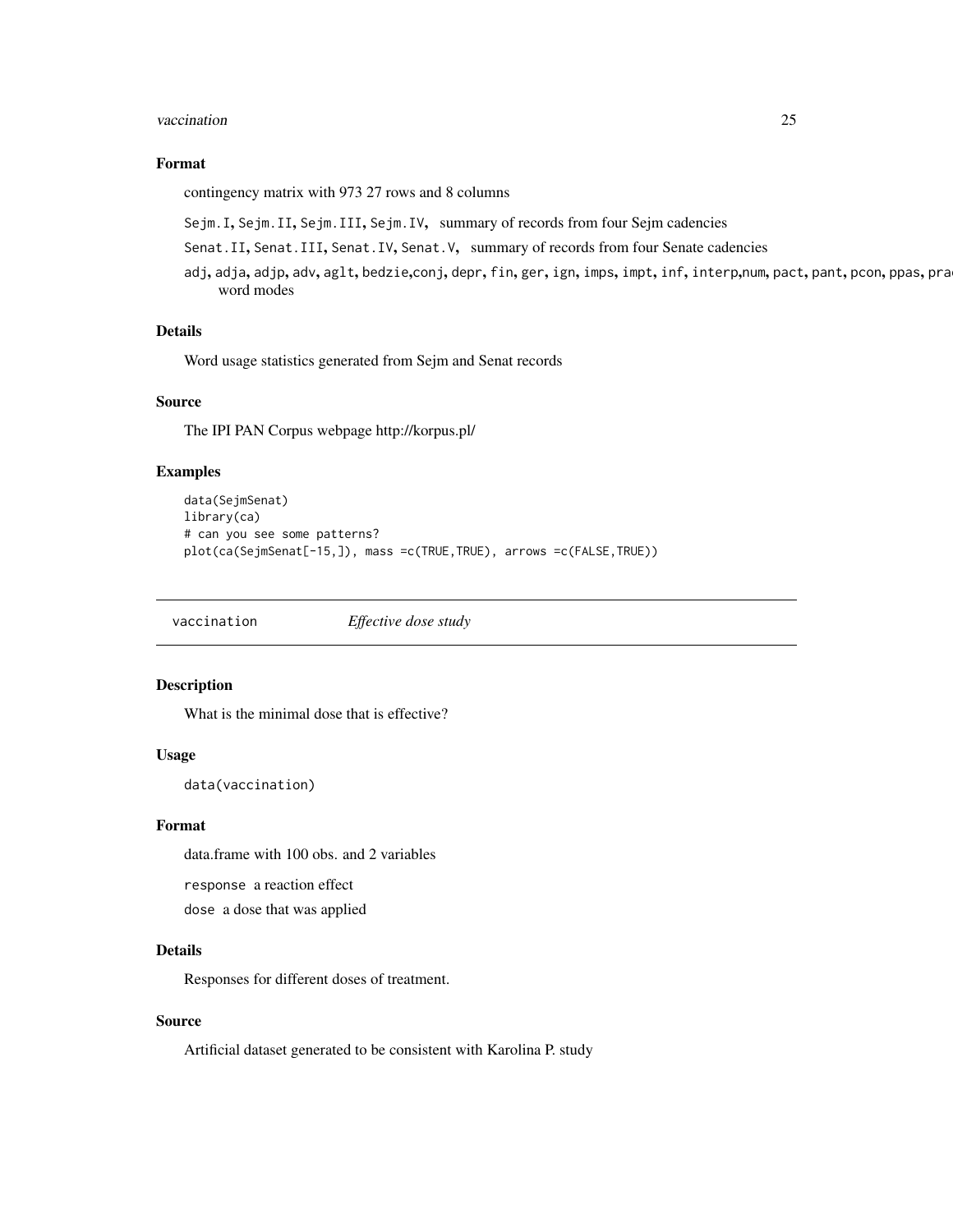### Format

contingency matrix with 973 27 rows and 8 columns

`Sejm.I`, `Sejm.II`, `Sejm.III`, `Sejm.IV`, summary of records from four Sejm cadencies

`Senat.II`, `Senat.III`, `Senat.IV`, `Senat.V`, summary of records from four Senate cadencies

`adj`, `adja`, `adjp`, `adv`, `aglt`, `bedzie`,`conj`, `depr`, `fin`, `ger`, `ign`, `imps`, `impt`, `inf`, `interp`,`num`, `pact`, `pant`, `pcon`, `ppas`, `pra`
word modes

### Details

Word usage statistics generated from Sejm and Senat records

### Source

The IPI PAN Corpus webpage http://korpus.pl/

### Examples

```
data(SejmSenat)
library(ca)
# can you see some patterns?
plot(ca(SejmSenat[-15,]), mass =c(TRUE,TRUE), arrows =c(FALSE,TRUE))
```

---

## vaccination *Effective dose study*

---

### Description

What is the minimal dose that is effective?

### Usage

```
data(vaccination)
```

### Format

data.frame with 100 obs. and 2 variables

`response` a reaction effect

`dose` a dose that was applied

### Details

Responses for different doses of treatment.

### Source

Artificial dataset generated to be consistent with Karolina P. study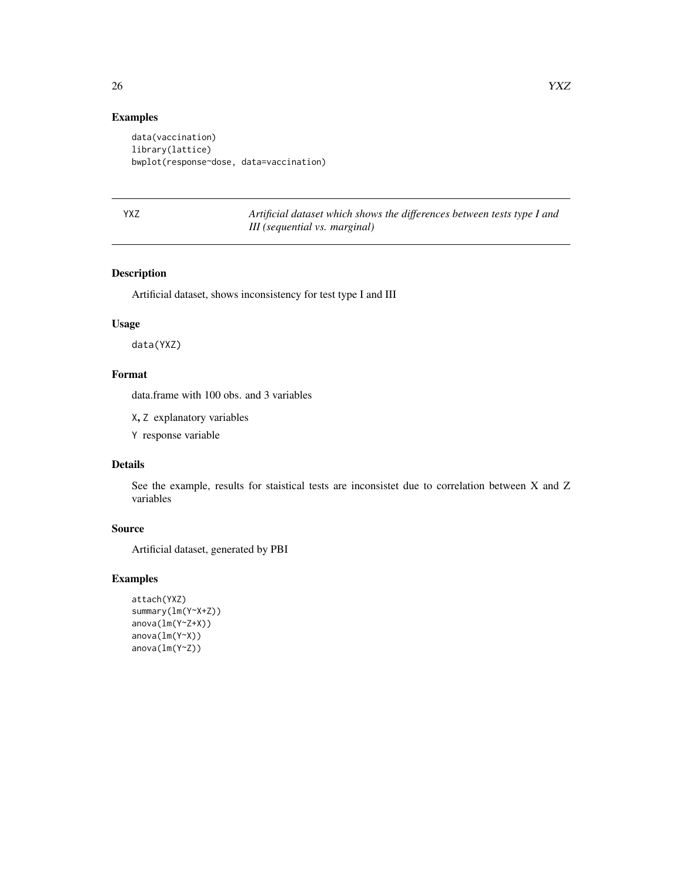## Examples

```
data(vaccination)
library(lattice)
bwplot(response~dose, data=vaccination)
```

---

YXZ — *Artificial dataset which shows the differences between tests type I and III (sequential vs. marginal)*

---

### Description

Artificial dataset, shows inconsistency for test type I and III

### Usage

```
data(YXZ)
```

### Format

data.frame with 100 obs. and 3 variables

`X`, `Z` explanatory variables

`Y` response variable

### Details

See the example, results for staistical tests are inconsistet due to correlation between X and Z variables

### Source

Artificial dataset, generated by PBI

### Examples

```
attach(YXZ)
summary(lm(Y~X+Z))
anova(lm(Y~Z+X))
anova(lm(Y~X))
anova(lm(Y~Z))
```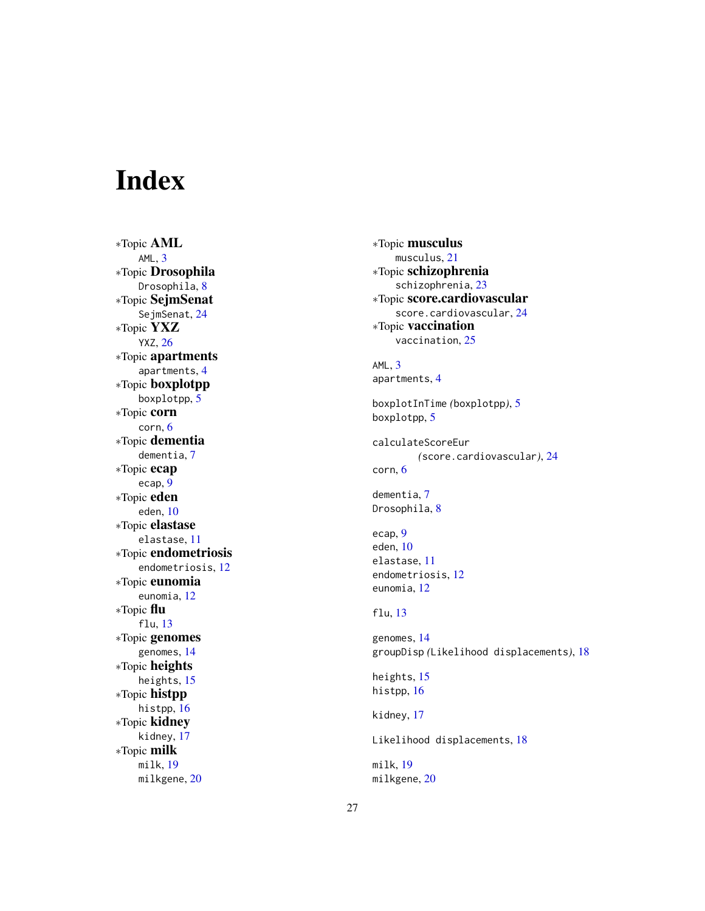# Index

*Topic **AML**
  AML, 3
*Topic **Drosophila**
  Drosophila, 8
*Topic **SejmSenat**
  SejmSenat, 24
*Topic **YXZ**
  YXZ, 26
*Topic **apartments**
  apartments, 4
*Topic **boxplotpp**
  boxplotpp, 5
*Topic **corn**
  corn, 6
*Topic **dementia**
  dementia, 7
*Topic **ecap**
  ecap, 9
*Topic **eden**
  eden, 10
*Topic **elastase**
  elastase, 11
*Topic **endometriosis**
  endometriosis, 12
*Topic **eunomia**
  eunomia, 12
*Topic **flu**
  flu, 13
*Topic **genomes**
  genomes, 14
*Topic **heights**
  heights, 15
*Topic **histpp**
  histpp, 16
*Topic **kidney**
  kidney, 17
*Topic **milk**
  milk, 19
  milkgene, 20
*Topic **musculus**
  musculus, 21
*Topic **schizophrenia**
  schizophrenia, 23
*Topic **score.cardiovascular**
  score.cardiovascular, 24
*Topic **vaccination**
  vaccination, 25

AML, 3
apartments, 4

boxplotInTime *(boxplotpp)*, 5
boxplotpp, 5

calculateScoreEur
  *(score.cardiovascular)*, 24
corn, 6

dementia, 7
Drosophila, 8

ecap, 9
eden, 10
elastase, 11
endometriosis, 12
eunomia, 12

flu, 13

genomes, 14
groupDisp *(Likelihood displacements)*, 18

heights, 15
histpp, 16

kidney, 17

Likelihood displacements, 18

milk, 19
milkgene, 20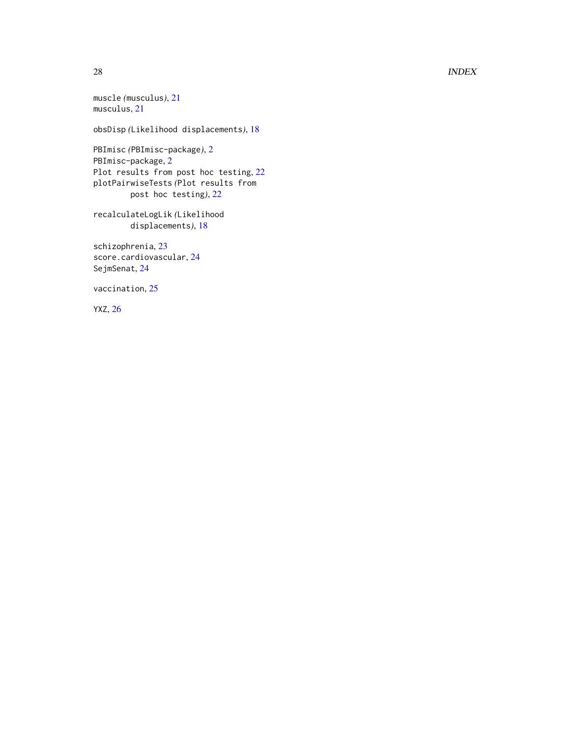muscle *(*musculus*)*, 21
musculus, 21

obsDisp *(*Likelihood displacements*)*, 18

PBImisc *(*PBImisc-package*)*, 2
PBImisc-package, 2
Plot results from post hoc testing, 22
plotPairwiseTests *(*Plot results from post hoc testing*)*, 22

recalculateLogLik *(*Likelihood displacements*)*, 18

schizophrenia, 23
score.cardiovascular, 24
SejmSenat, 24

vaccination, 25

YXZ, 26